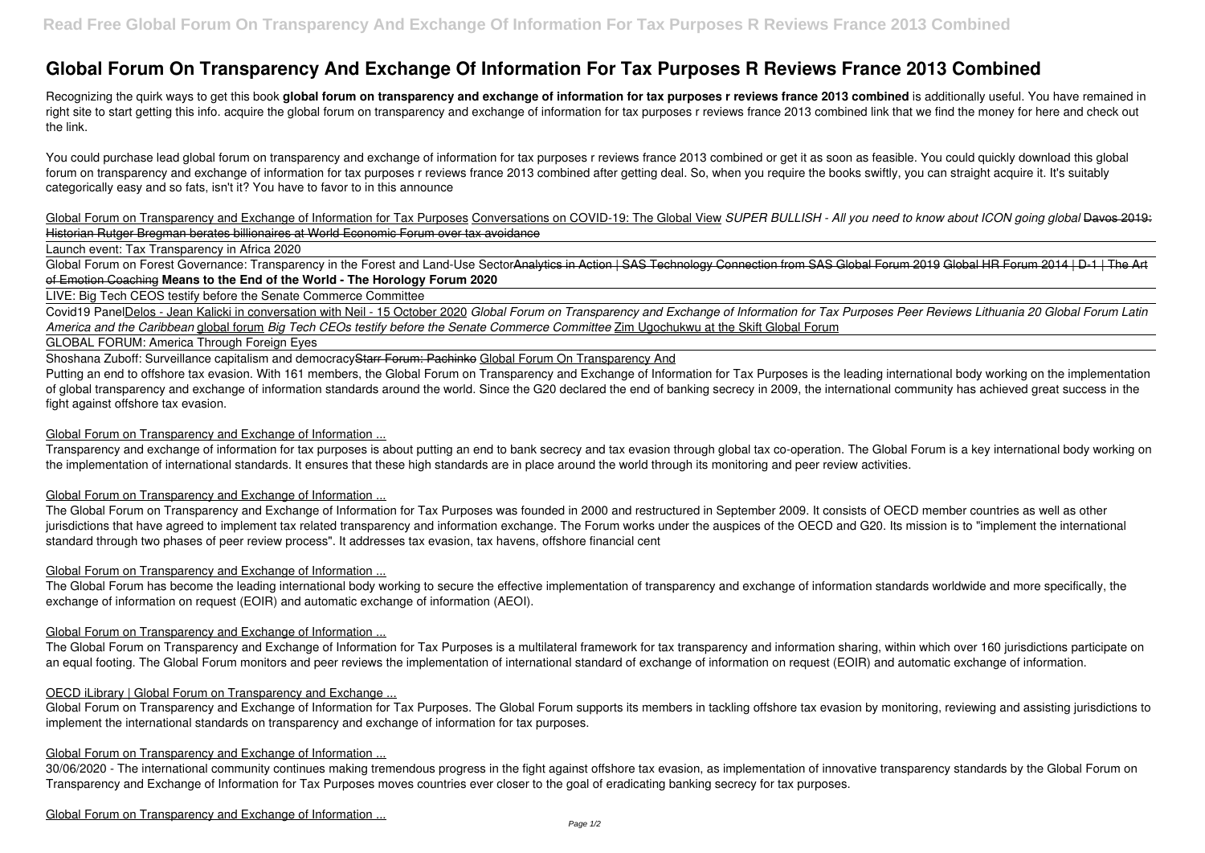# Global Forum On Transparency And Exchange Of Information For Tax Purposes R Reviews France 2013 Combined

Recognizing the quirk ways to get this book **global forum on transparency and exchange of information for tax purposes r reviews france 2013 combined** is additionally useful. You have remained in right site to start getting this info. acquire the global forum on transparency and exchange of information for tax purposes r reviews france 2013 combined link that we find the money for here and check out the link.

You could purchase lead global forum on transparency and exchange of information for tax purposes r reviews france 2013 combined or get it as soon as feasible. You could quickly download this global forum on transparency and exchange of information for tax purposes r reviews france 2013 combined after getting deal. So, when you require the books swiftly, you can straight acquire it. It's suitably categorically easy and so fats, isn't it? You have to favor to in this announce

Global Forum on Transparency and Exchange of Information for Tax Purposes Conversations on COVID-19: The Global View *SUPER BULLISH - All you need to know about ICON going global* ~~Davos 2019: Historian Rutger Bregman berates billionaires at World Economic Forum over tax avoidance~~

Launch event: Tax Transparency in Africa 2020

Global Forum on Forest Governance: Transparency in the Forest and Land-Use Sector~~Analytics in Action | SAS Technology Connection from SAS Global Forum 2019~~ ~~Global HR Forum 2014 | D-1 | The Art of Emotion Coaching~~ **Means to the End of the World - The Horology Forum 2020**

LIVE: Big Tech CEOS testify before the Senate Commerce Committee

Covid19 PanelDelos - Jean Kalicki in conversation with Neil - 15 October 2020 *Global Forum on Transparency and Exchange of Information for Tax Purposes Peer Reviews Lithuania 20 Global Forum Latin America and the Caribbean* global forum *Big Tech CEOs testify before the Senate Commerce Committee* Zim Ugochukwu at the Skift Global Forum

GLOBAL FORUM: America Through Foreign Eyes

Shoshana Zuboff: Surveillance capitalism and democracy~~Starr Forum: Pachinko~~ Global Forum On Transparency And

Putting an end to offshore tax evasion. With 161 members, the Global Forum on Transparency and Exchange of Information for Tax Purposes is the leading international body working on the implementation of global transparency and exchange of information standards around the world. Since the G20 declared the end of banking secrecy in 2009, the international community has achieved great success in the fight against offshore tax evasion.

Global Forum on Transparency and Exchange of Information ...

Transparency and exchange of information for tax purposes is about putting an end to bank secrecy and tax evasion through global tax co-operation. The Global Forum is a key international body working on the implementation of international standards. It ensures that these high standards are in place around the world through its monitoring and peer review activities.

Global Forum on Transparency and Exchange of Information ...

The Global Forum on Transparency and Exchange of Information for Tax Purposes was founded in 2000 and restructured in September 2009. It consists of OECD member countries as well as other jurisdictions that have agreed to implement tax related transparency and information exchange. The Forum works under the auspices of the OECD and G20. Its mission is to "implement the international standard through two phases of peer review process". It addresses tax evasion, tax havens, offshore financial cent

Global Forum on Transparency and Exchange of Information ...

The Global Forum has become the leading international body working to secure the effective implementation of transparency and exchange of information standards worldwide and more specifically, the exchange of information on request (EOIR) and automatic exchange of information (AEOI).

Global Forum on Transparency and Exchange of Information ...

The Global Forum on Transparency and Exchange of Information for Tax Purposes is a multilateral framework for tax transparency and information sharing, within which over 160 jurisdictions participate on an equal footing. The Global Forum monitors and peer reviews the implementation of international standard of exchange of information on request (EOIR) and automatic exchange of information.

OECD iLibrary | Global Forum on Transparency and Exchange ...

Global Forum on Transparency and Exchange of Information for Tax Purposes. The Global Forum supports its members in tackling offshore tax evasion by monitoring, reviewing and assisting jurisdictions to implement the international standards on transparency and exchange of information for tax purposes.

Global Forum on Transparency and Exchange of Information ...

30/06/2020 - The international community continues making tremendous progress in the fight against offshore tax evasion, as implementation of innovative transparency standards by the Global Forum on Transparency and Exchange of Information for Tax Purposes moves countries ever closer to the goal of eradicating banking secrecy for tax purposes.

Global Forum on Transparency and Exchange of Information ...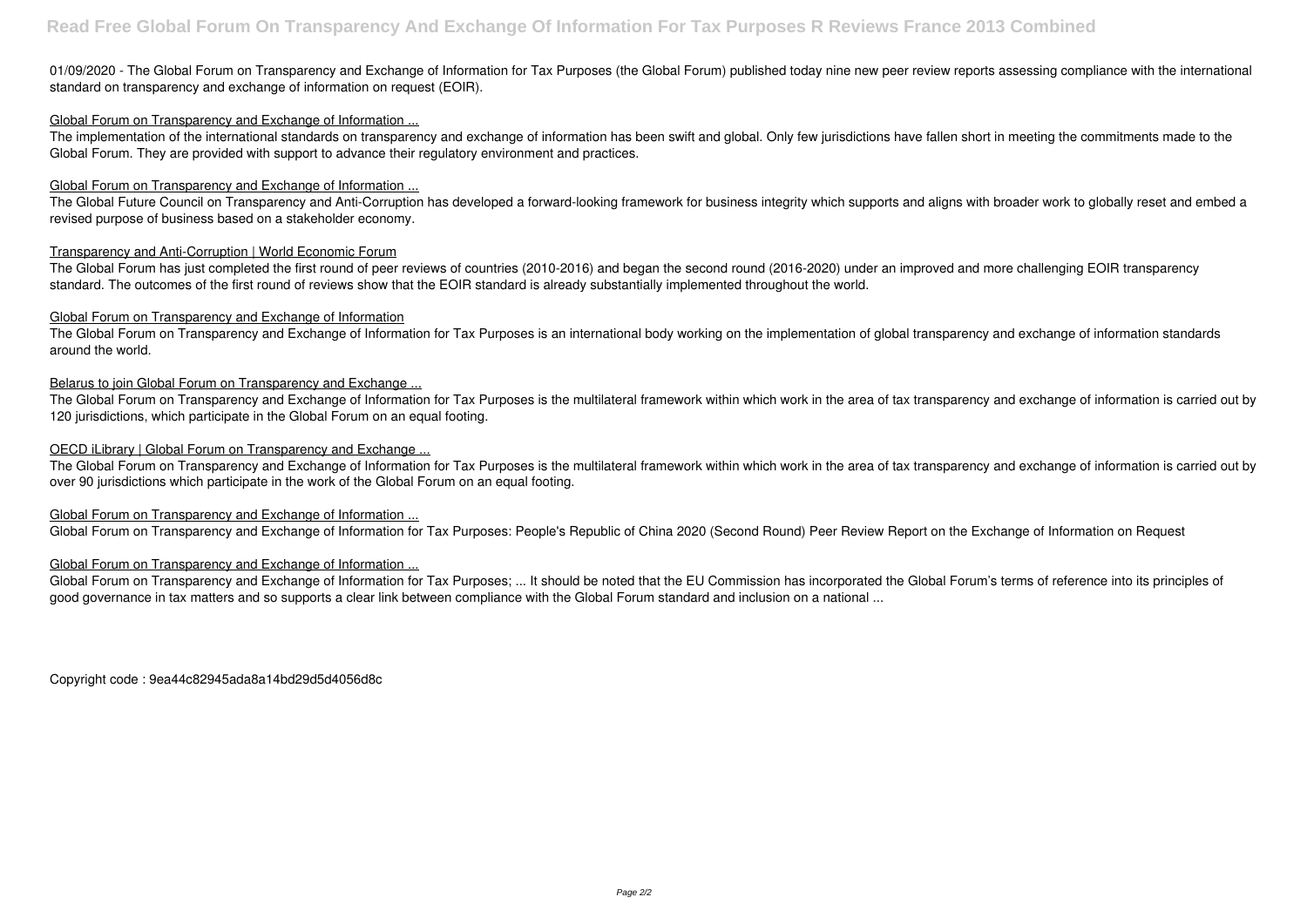01/09/2020 - The Global Forum on Transparency and Exchange of Information for Tax Purposes (the Global Forum) published today nine new peer review reports assessing compliance with the international standard on transparency and exchange of information on request (EOIR).

Global Forum on Transparency and Exchange of Information ...

The implementation of the international standards on transparency and exchange of information has been swift and global. Only few jurisdictions have fallen short in meeting the commitments made to the Global Forum. They are provided with support to advance their regulatory environment and practices.

Global Forum on Transparency and Exchange of Information ...

The Global Future Council on Transparency and Anti-Corruption has developed a forward-looking framework for business integrity which supports and aligns with broader work to globally reset and embed a revised purpose of business based on a stakeholder economy.

Transparency and Anti-Corruption | World Economic Forum

The Global Forum has just completed the first round of peer reviews of countries (2010-2016) and began the second round (2016-2020) under an improved and more challenging EOIR transparency standard. The outcomes of the first round of reviews show that the EOIR standard is already substantially implemented throughout the world.

Global Forum on Transparency and Exchange of Information

The Global Forum on Transparency and Exchange of Information for Tax Purposes is an international body working on the implementation of global transparency and exchange of information standards around the world.

Belarus to join Global Forum on Transparency and Exchange ...

The Global Forum on Transparency and Exchange of Information for Tax Purposes is the multilateral framework within which work in the area of tax transparency and exchange of information is carried out by 120 jurisdictions, which participate in the Global Forum on an equal footing.

OECD iLibrary | Global Forum on Transparency and Exchange ...

The Global Forum on Transparency and Exchange of Information for Tax Purposes is the multilateral framework within which work in the area of tax transparency and exchange of information is carried out by over 90 jurisdictions which participate in the work of the Global Forum on an equal footing.

Global Forum on Transparency and Exchange of Information ...

Global Forum on Transparency and Exchange of Information for Tax Purposes: People's Republic of China 2020 (Second Round) Peer Review Report on the Exchange of Information on Request

Global Forum on Transparency and Exchange of Information ...

Global Forum on Transparency and Exchange of Information for Tax Purposes; ... It should be noted that the EU Commission has incorporated the Global Forum's terms of reference into its principles of good governance in tax matters and so supports a clear link between compliance with the Global Forum standard and inclusion on a national ...

Copyright code : 9ea44c82945ada8a14bd29d5d4056d8c